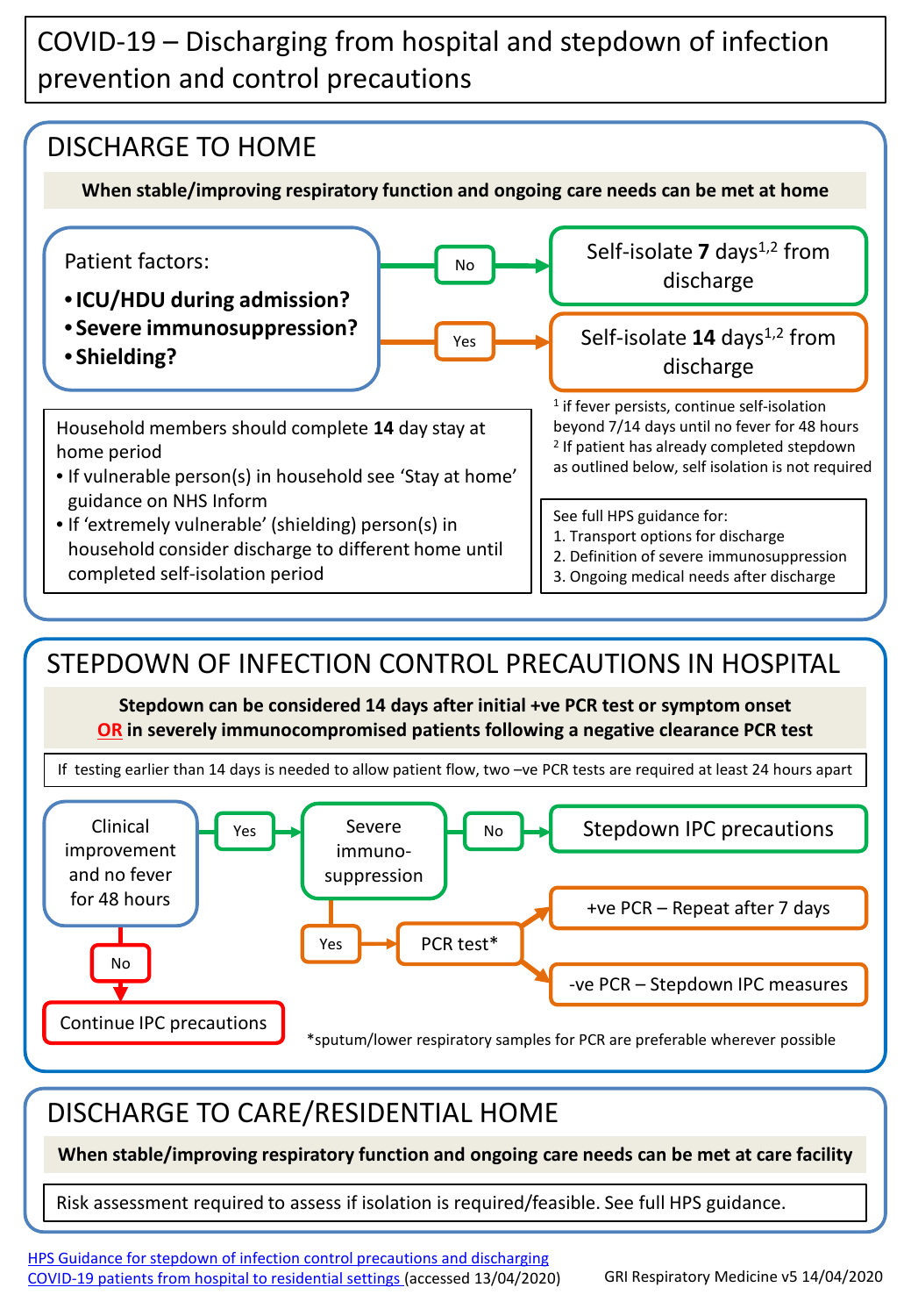# COVID-19 – Discharging from hospital and stepdown of infection prevention and control precautions

## DISCHARGE TO HOME

**When stable/improving respiratory function and ongoing care needs can be met at home**

Patient factors:

- **ICU/HDU during admission?**
- **Severe immunosuppression?**
- **Shielding?**

No → Self-isolate **7** days[1,2] from discharge

Yes → Self-isolate **14** days[1,2] from discharge

[1] if fever persists, continue self-isolation beyond 7/14 days until no fever for 48 hours
[2] If patient has already completed stepdown as outlined below, self isolation is not required

Household members should complete **14** day stay at home period

- If vulnerable person(s) in household see 'Stay at home' guidance on NHS Inform
- If 'extremely vulnerable' (shielding) person(s) in household consider discharge to different home until completed self-isolation period

See full HPS guidance for:

1. Transport options for discharge
2. Definition of severe immunosuppression
3. Ongoing medical needs after discharge

## STEPDOWN OF INFECTION CONTROL PRECAUTIONS IN HOSPITAL

**Stepdown can be considered 14 days after initial +ve PCR test or symptom onset**
**OR in severely immunocompromised patients following a negative clearance PCR test**

If testing earlier than 14 days is needed to allow patient flow, two –ve PCR tests are required at least 24 hours apart

Clinical improvement and no fever for 48 hours

- No → Continue IPC precautions
- Yes → Severe immuno-suppression
  - No → Stepdown IPC precautions
  - Yes → PCR test*
    - +ve PCR – Repeat after 7 days
    - -ve PCR – Stepdown IPC measures

*sputum/lower respiratory samples for PCR are preferable wherever possible

## DISCHARGE TO CARE/RESIDENTIAL HOME

**When stable/improving respiratory function and ongoing care needs can be met at care facility**

Risk assessment required to assess if isolation is required/feasible. See full HPS guidance.

HPS Guidance for stepdown of infection control precautions and discharging COVID-19 patients from hospital to residential settings (accessed 13/04/2020)

GRI Respiratory Medicine v5 14/04/2020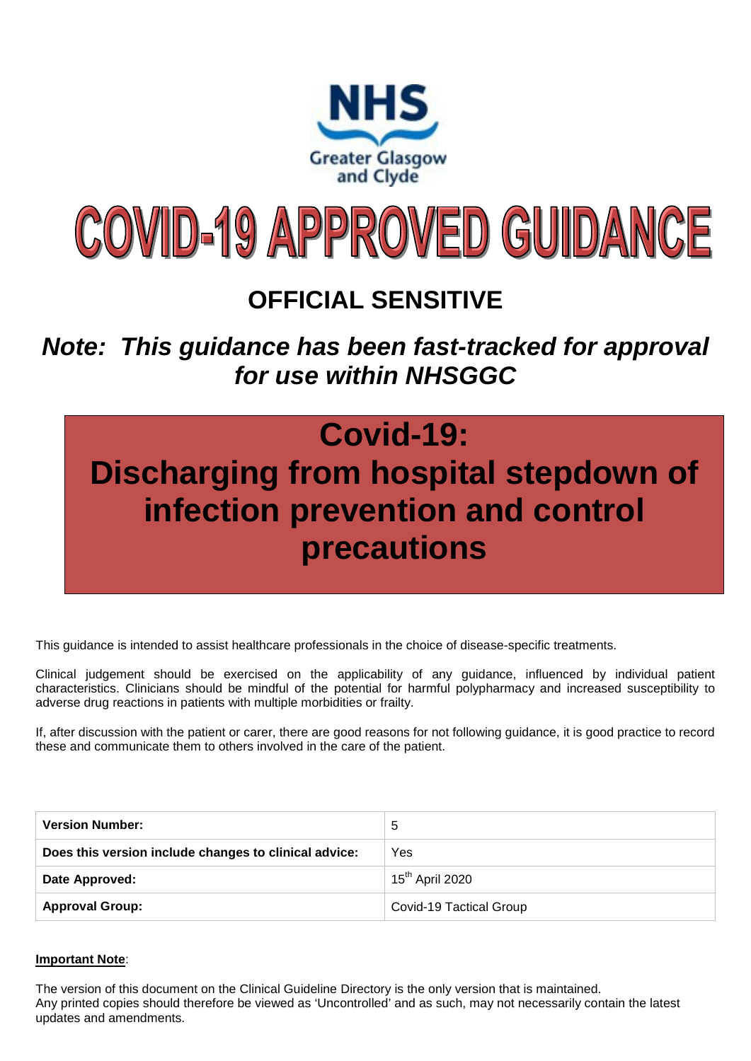NHS Greater Glasgow and Clyde

# COVID-19 APPROVED GUIDANCE

## OFFICIAL SENSITIVE

***Note: This guidance has been fast-tracked for approval for use within NHSGGC***

# Covid-19: Discharging from hospital stepdown of infection prevention and control precautions

This guidance is intended to assist healthcare professionals in the choice of disease-specific treatments.

Clinical judgement should be exercised on the applicability of any guidance, influenced by individual patient characteristics. Clinicians should be mindful of the potential for harmful polypharmacy and increased susceptibility to adverse drug reactions in patients with multiple morbidities or frailty.

If, after discussion with the patient or carer, there are good reasons for not following guidance, it is good practice to record these and communicate them to others involved in the care of the patient.

| | |
|---|---|
| **Version Number:** | 5 |
| **Does this version include changes to clinical advice:** | Yes |
| **Date Approved:** | 15th April 2020 |
| **Approval Group:** | Covid-19 Tactical Group |

**<u>Important Note</u>**:

The version of this document on the Clinical Guideline Directory is the only version that is maintained.
Any printed copies should therefore be viewed as 'Uncontrolled' and as such, may not necessarily contain the latest updates and amendments.